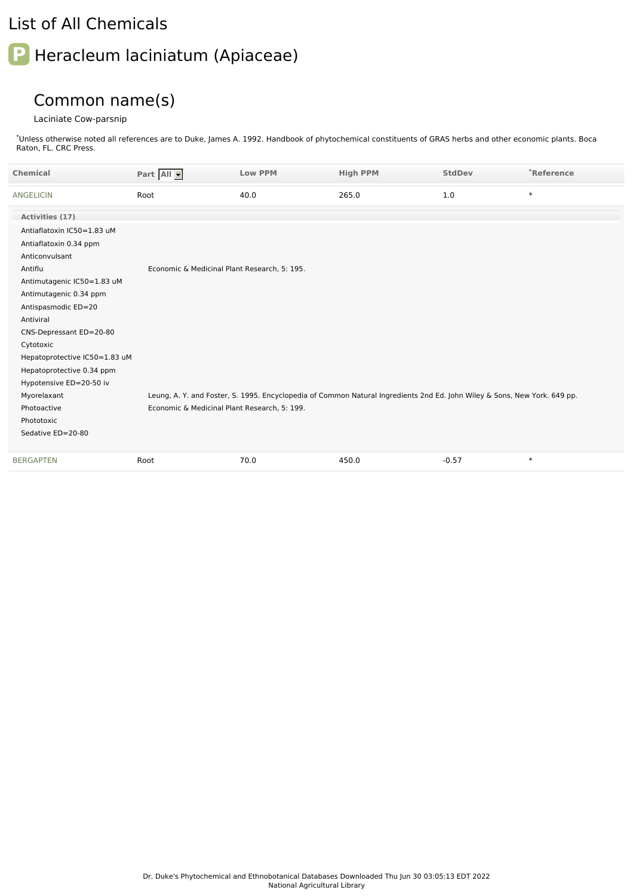# List of All Chemicals

## P Heracleum laciniatum (Apiaceae)

### Common name(s)

Laciniate Cow-parsnip

*Unless otherwise noted all references are to Duke, James A. 1992. Handbook of phytochemical constituents of GRAS herbs and other economic plants. Boca Raton, FL. CRC Press.

| Chemical | Part All | Low PPM | High PPM | StdDev | *Reference |
|---|---|---|---|---|---|
| ANGELICIN | Root | 40.0 | 265.0 | 1.0 | * |

**Activities (17)**

| Activity | Reference |
|---|---|
| Antiaflatoxin IC50=1.83 uM | |
| Antiaflatoxin 0.34 ppm | |
| Anticonvulsant | |
| Antiflu | Economic & Medicinal Plant Research, 5: 195. |
| Antimutagenic IC50=1.83 uM | |
| Antimutagenic 0.34 ppm | |
| Antispasmodic ED=20 | |
| Antiviral | |
| CNS-Depressant ED=20-80 | |
| Cytotoxic | |
| Hepatoprotective IC50=1.83 uM | |
| Hepatoprotective 0.34 ppm | |
| Hypotensive ED=20-50 iv | |
| Myorelaxant | Leung, A. Y. and Foster, S. 1995. Encyclopedia of Common Natural Ingredients 2nd Ed. John Wiley & Sons, New York. 649 pp. |
| Photoactive | Economic & Medicinal Plant Research, 5: 199. |
| Phototoxic | |
| Sedative ED=20-80 | |

| Chemical | Part | Low PPM | High PPM | StdDev | *Reference |
|---|---|---|---|---|---|
| BERGAPTEN | Root | 70.0 | 450.0 | -0.57 | * |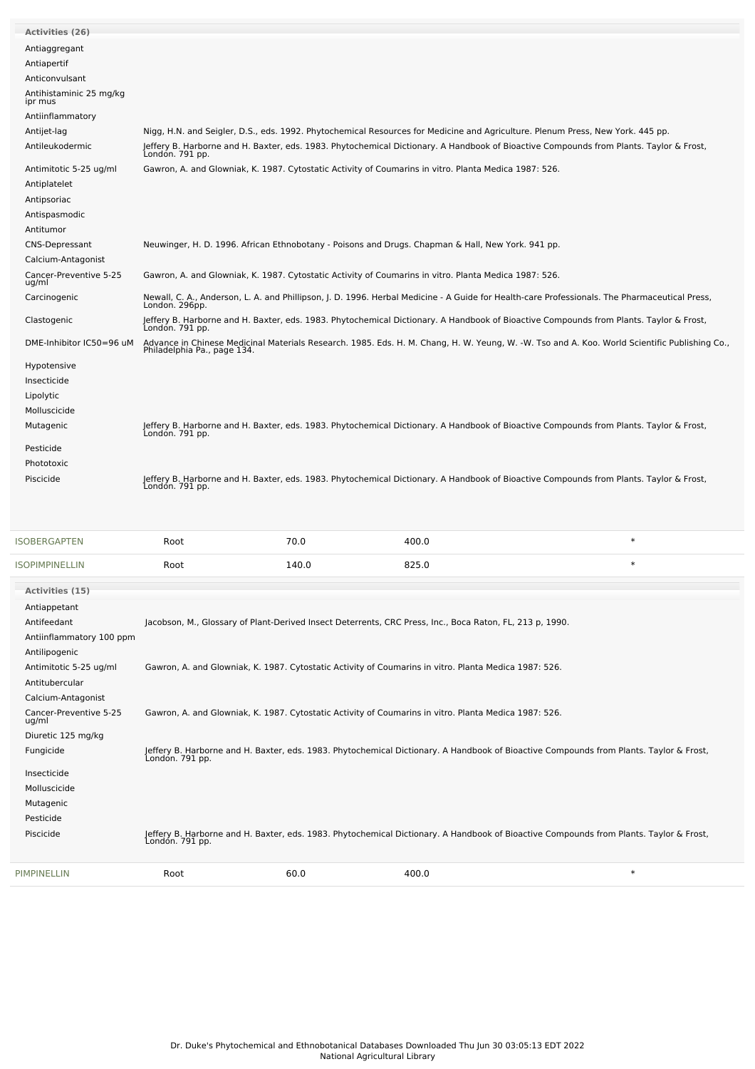**Activities (26)**

| Activity | Reference |
|---|---|
| Antiaggregant | |
| Antiapertif | |
| Anticonvulsant | |
| Antihistaminic 25 mg/kg ipr mus | |
| Antiinflammatory | |
| Antijet-lag | Nigg, H.N. and Seigler, D.S., eds. 1992. Phytochemical Resources for Medicine and Agriculture. Plenum Press, New York. 445 pp. |
| Antileukodermic | Jeffery B. Harborne and H. Baxter, eds. 1983. Phytochemical Dictionary. A Handbook of Bioactive Compounds from Plants. Taylor & Frost, London. 791 pp. |
| Antimitotic 5-25 ug/ml | Gawron, A. and Glowniak, K. 1987. Cytostatic Activity of Coumarins in vitro. Planta Medica 1987: 526. |
| Antiplatelet | |
| Antipsoriac | |
| Antispasmodic | |
| Antitumor | |
| CNS-Depressant | Neuwinger, H. D. 1996. African Ethnobotany - Poisons and Drugs. Chapman & Hall, New York. 941 pp. |
| Calcium-Antagonist | |
| Cancer-Preventive 5-25 ug/ml | Gawron, A. and Glowniak, K. 1987. Cytostatic Activity of Coumarins in vitro. Planta Medica 1987: 526. |
| Carcinogenic | Newall, C. A., Anderson, L. A. and Phillipson, J. D. 1996. Herbal Medicine - A Guide for Health-care Professionals. The Pharmaceutical Press, London. 296pp. |
| Clastogenic | Jeffery B. Harborne and H. Baxter, eds. 1983. Phytochemical Dictionary. A Handbook of Bioactive Compounds from Plants. Taylor & Frost, London. 791 pp. |
| DME-Inhibitor IC50=96 uM | Advance in Chinese Medicinal Materials Research. 1985. Eds. H. M. Chang, H. W. Yeung, W. -W. Tso and A. Koo. World Scientific Publishing Co., Philadelphia Pa., page 134. |
| Hypotensive | |
| Insecticide | |
| Lipolytic | |
| Molluscicide | |
| Mutagenic | Jeffery B. Harborne and H. Baxter, eds. 1983. Phytochemical Dictionary. A Handbook of Bioactive Compounds from Plants. Taylor & Frost, London. 791 pp. |
| Pesticide | |
| Phototoxic | |
| Piscicide | Jeffery B. Harborne and H. Baxter, eds. 1983. Phytochemical Dictionary. A Handbook of Bioactive Compounds from Plants. Taylor & Frost, London. 791 pp. |

| Chemical | Part | Low | High | |
|---|---|---|---|---|
| ISOBERGAPTEN | Root | 70.0 | 400.0 | * |
| ISOPIMPINELLIN | Root | 140.0 | 825.0 | * |

**Activities (15)**

| Activity | Reference |
|---|---|
| Antiappetant | |
| Antifeedant | Jacobson, M., Glossary of Plant-Derived Insect Deterrents, CRC Press, Inc., Boca Raton, FL, 213 p, 1990. |
| Antiinflammatory 100 ppm | |
| Antilipogenic | |
| Antimitotic 5-25 ug/ml | Gawron, A. and Glowniak, K. 1987. Cytostatic Activity of Coumarins in vitro. Planta Medica 1987: 526. |
| Antitubercular | |
| Calcium-Antagonist | |
| Cancer-Preventive 5-25 ug/ml | Gawron, A. and Glowniak, K. 1987. Cytostatic Activity of Coumarins in vitro. Planta Medica 1987: 526. |
| Diuretic 125 mg/kg | |
| Fungicide | Jeffery B. Harborne and H. Baxter, eds. 1983. Phytochemical Dictionary. A Handbook of Bioactive Compounds from Plants. Taylor & Frost, London. 791 pp. |
| Insecticide | |
| Molluscicide | |
| Mutagenic | |
| Pesticide | |
| Piscicide | Jeffery B. Harborne and H. Baxter, eds. 1983. Phytochemical Dictionary. A Handbook of Bioactive Compounds from Plants. Taylor & Frost, London. 791 pp. |

| Chemical | Part | Low | High | |
|---|---|---|---|---|
| PIMPINELLIN | Root | 60.0 | 400.0 | * |

Dr. Duke's Phytochemical and Ethnobotanical Databases Downloaded Thu Jun 30 03:05:13 EDT 2022
National Agricultural Library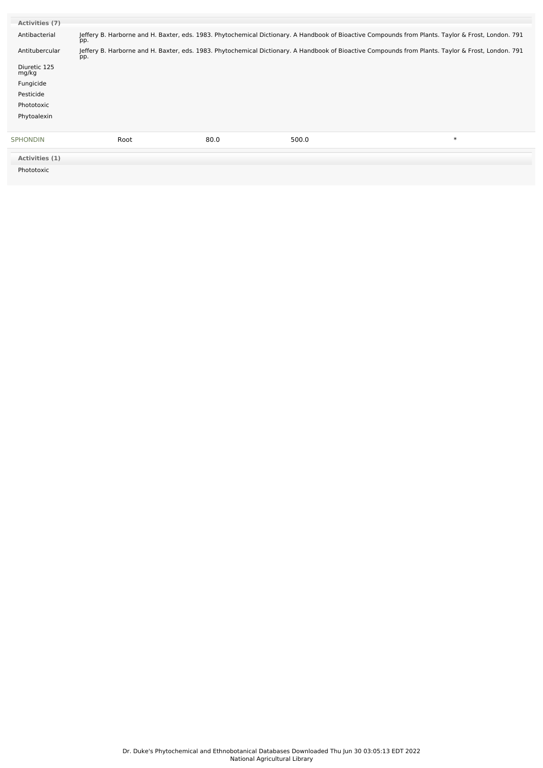**Activities (7)**

| | |
|---|---|
| Antibacterial | Jeffery B. Harborne and H. Baxter, eds. 1983. Phytochemical Dictionary. A Handbook of Bioactive Compounds from Plants. Taylor & Frost, London. 791 pp. |
| Antitubercular | Jeffery B. Harborne and H. Baxter, eds. 1983. Phytochemical Dictionary. A Handbook of Bioactive Compounds from Plants. Taylor & Frost, London. 791 pp. |
| Diuretic 125 mg/kg | |
| Fungicide | |
| Pesticide | |
| Phototoxic | |
| Phytoalexin | |

| | | | | |
|---|---|---|---|---|
| SPHONDIN | Root | 80.0 | 500.0 | * |

**Activities (1)**

Phototoxic

Dr. Duke's Phytochemical and Ethnobotanical Databases Downloaded Thu Jun 30 03:05:13 EDT 2022
National Agricultural Library